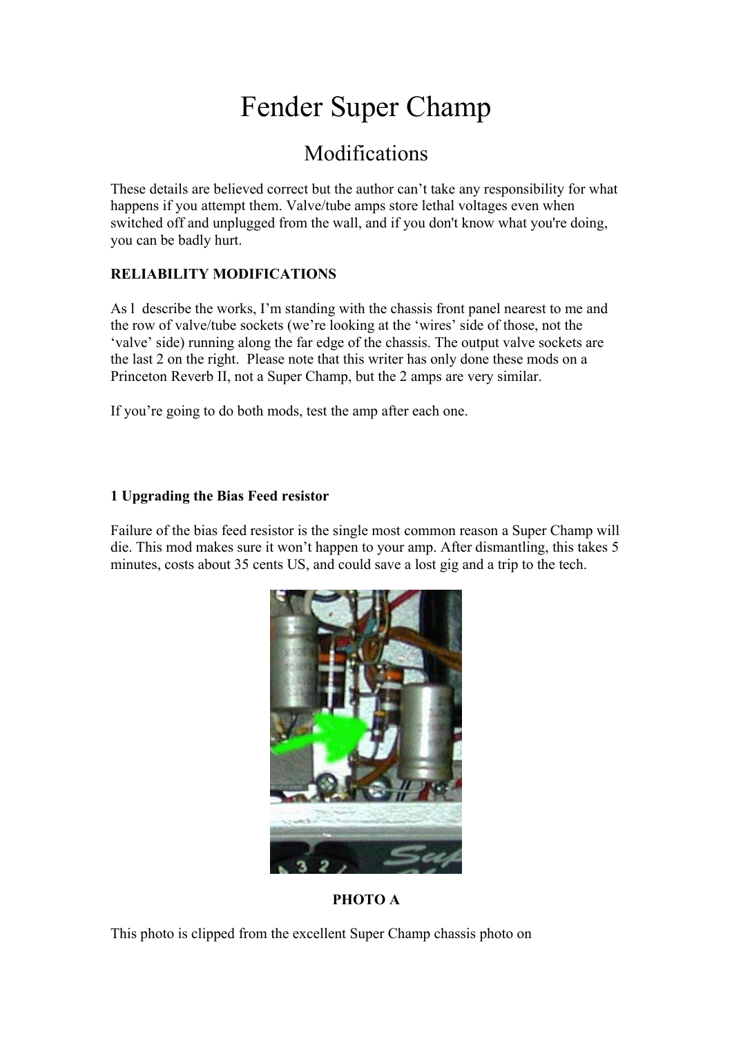# Fender Super Champ

## Modifications

These details are believed correct but the author can't take any responsibility for what happens if you attempt them. Valve/tube amps store lethal voltages even when switched off and unplugged from the wall, and if you don't know what you're doing, you can be badly hurt.

**RELIABILITY MODIFICATIONS**

As I describe the works, I'm standing with the chassis front panel nearest to me and the row of valve/tube sockets (we're looking at the 'wires' side of those, not the 'valve' side) running along the far edge of the chassis. The output valve sockets are the last 2 on the right. Please note that this writer has only done these mods on a Princeton Reverb II, not a Super Champ, but the 2 amps are very similar.

If you're going to do both mods, test the amp after each one.

**1 Upgrading the Bias Feed resistor**

Failure of the bias feed resistor is the single most common reason a Super Champ will die. This mod makes sure it won't happen to your amp. After dismantling, this takes 5 minutes, costs about 35 cents US, and could save a lost gig and a trip to the tech.

**PHOTO A**

This photo is clipped from the excellent Super Champ chassis photo on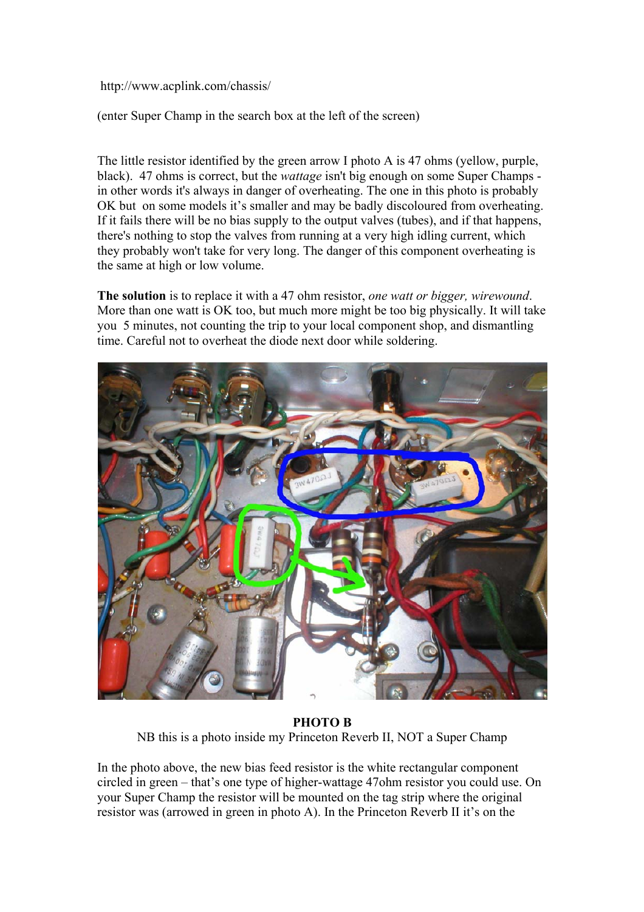http://www.acplink.com/chassis/

(enter Super Champ in the search box at the left of the screen)

The little resistor identified by the green arrow I photo A is 47 ohms (yellow, purple, black). 47 ohms is correct, but the *wattage* isn't big enough on some Super Champs - in other words it's always in danger of overheating. The one in this photo is probably OK but on some models it's smaller and may be badly discoloured from overheating. If it fails there will be no bias supply to the output valves (tubes), and if that happens, there's nothing to stop the valves from running at a very high idling current, which they probably won't take for very long. The danger of this component overheating is the same at high or low volume.

**The solution** is to replace it with a 47 ohm resistor, *one watt or bigger, wirewound*. More than one watt is OK too, but much more might be too big physically. It will take you 5 minutes, not counting the trip to your local component shop, and dismantling time. Careful not to overheat the diode next door while soldering.

**PHOTO B**

NB this is a photo inside my Princeton Reverb II, NOT a Super Champ

In the photo above, the new bias feed resistor is the white rectangular component circled in green – that's one type of higher-wattage 47ohm resistor you could use. On your Super Champ the resistor will be mounted on the tag strip where the original resistor was (arrowed in green in photo A). In the Princeton Reverb II it's on the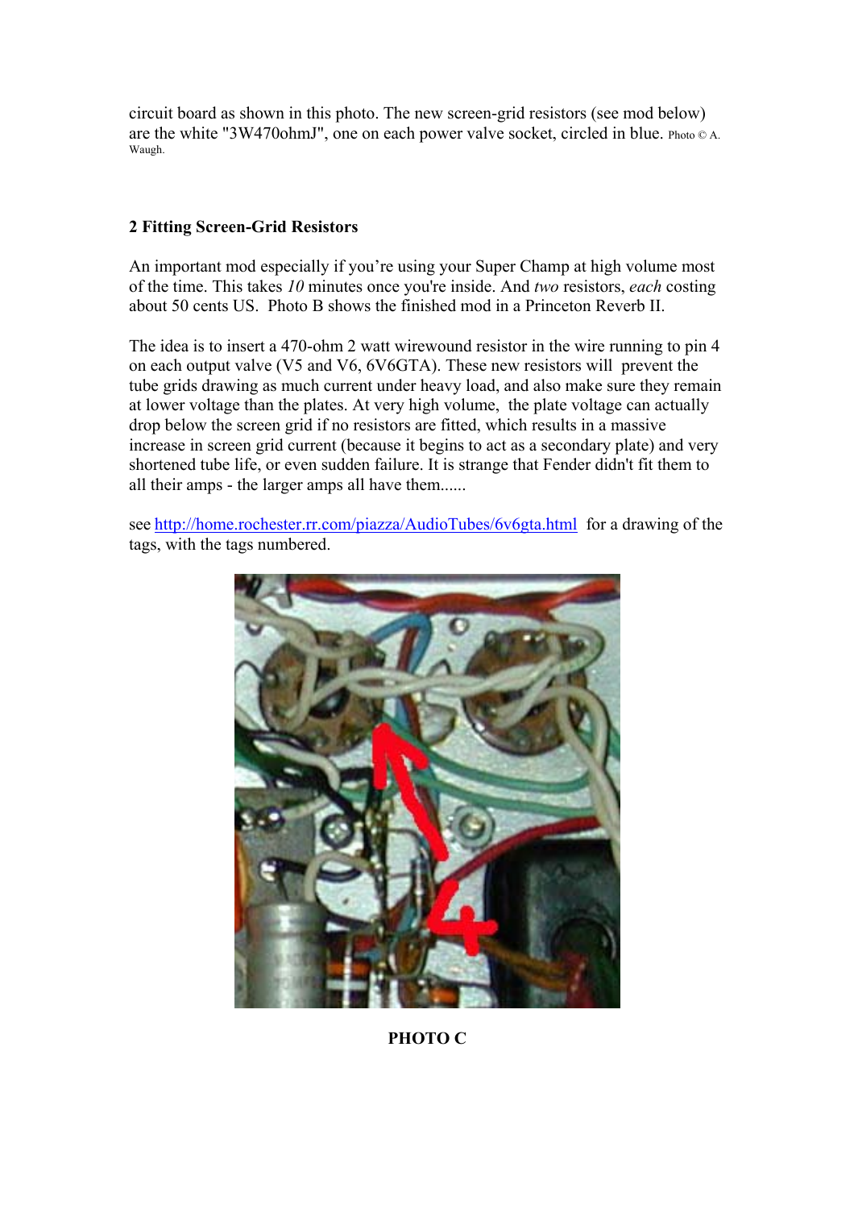circuit board as shown in this photo. The new screen-grid resistors (see mod below) are the white "3W470ohmJ", one on each power valve socket, circled in blue. Photo © A. Waugh.

## 2 Fitting Screen-Grid Resistors

An important mod especially if you're using your Super Champ at high volume most of the time. This takes *10* minutes once you're inside. And *two* resistors, *each* costing about 50 cents US. Photo B shows the finished mod in a Princeton Reverb II.

The idea is to insert a 470-ohm 2 watt wirewound resistor in the wire running to pin 4 on each output valve (V5 and V6, 6V6GTA). These new resistors will prevent the tube grids drawing as much current under heavy load, and also make sure they remain at lower voltage than the plates. At very high volume, the plate voltage can actually drop below the screen grid if no resistors are fitted, which results in a massive increase in screen grid current (because it begins to act as a secondary plate) and very shortened tube life, or even sudden failure. It is strange that Fender didn't fit them to all their amps - the larger amps all have them......

see [http://home.rochester.rr.com/piazza/AudioTubes/6v6gta.html](http://home.rochester.rr.com/piazza/AudioTubes/6v6gta.html) for a drawing of the tags, with the tags numbered.

**PHOTO C**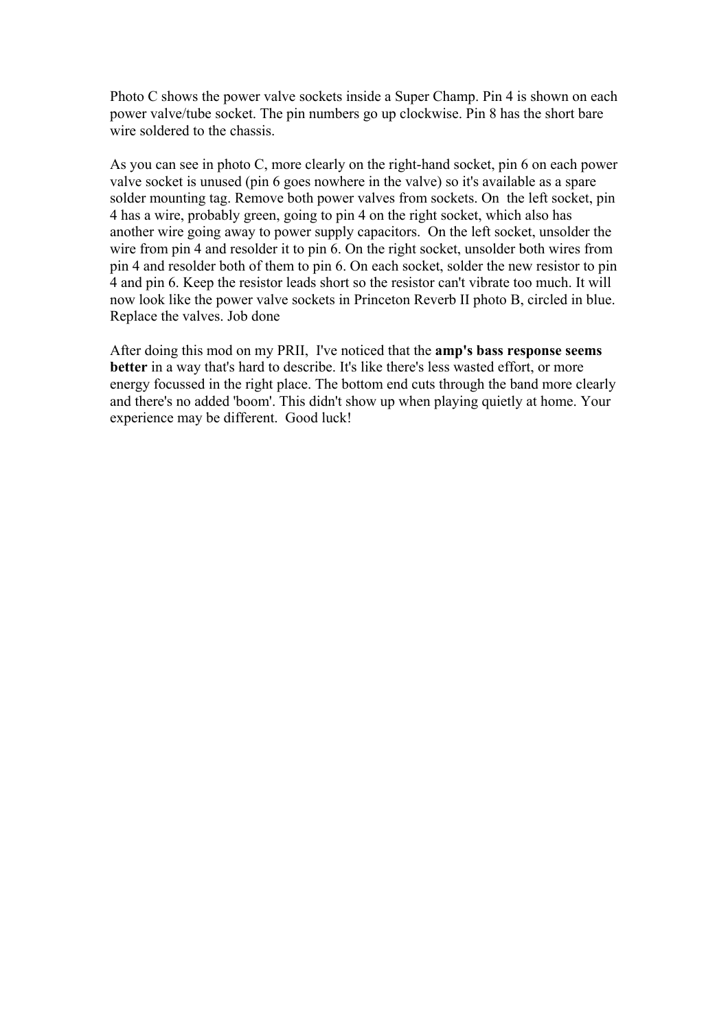Photo C shows the power valve sockets inside a Super Champ. Pin 4 is shown on each power valve/tube socket. The pin numbers go up clockwise. Pin 8 has the short bare wire soldered to the chassis.

As you can see in photo C, more clearly on the right-hand socket, pin 6 on each power valve socket is unused (pin 6 goes nowhere in the valve) so it's available as a spare solder mounting tag. Remove both power valves from sockets. On  the left socket, pin 4 has a wire, probably green, going to pin 4 on the right socket, which also has another wire going away to power supply capacitors.  On the left socket, unsolder the wire from pin 4 and resolder it to pin 6. On the right socket, unsolder both wires from pin 4 and resolder both of them to pin 6. On each socket, solder the new resistor to pin 4 and pin 6. Keep the resistor leads short so the resistor can't vibrate too much. It will now look like the power valve sockets in Princeton Reverb II photo B, circled in blue. Replace the valves. Job done

After doing this mod on my PRII,  I've noticed that the **amp's bass response seems better** in a way that's hard to describe. It's like there's less wasted effort, or more energy focussed in the right place. The bottom end cuts through the band more clearly and there's no added 'boom'. This didn't show up when playing quietly at home. Your experience may be different.  Good luck!